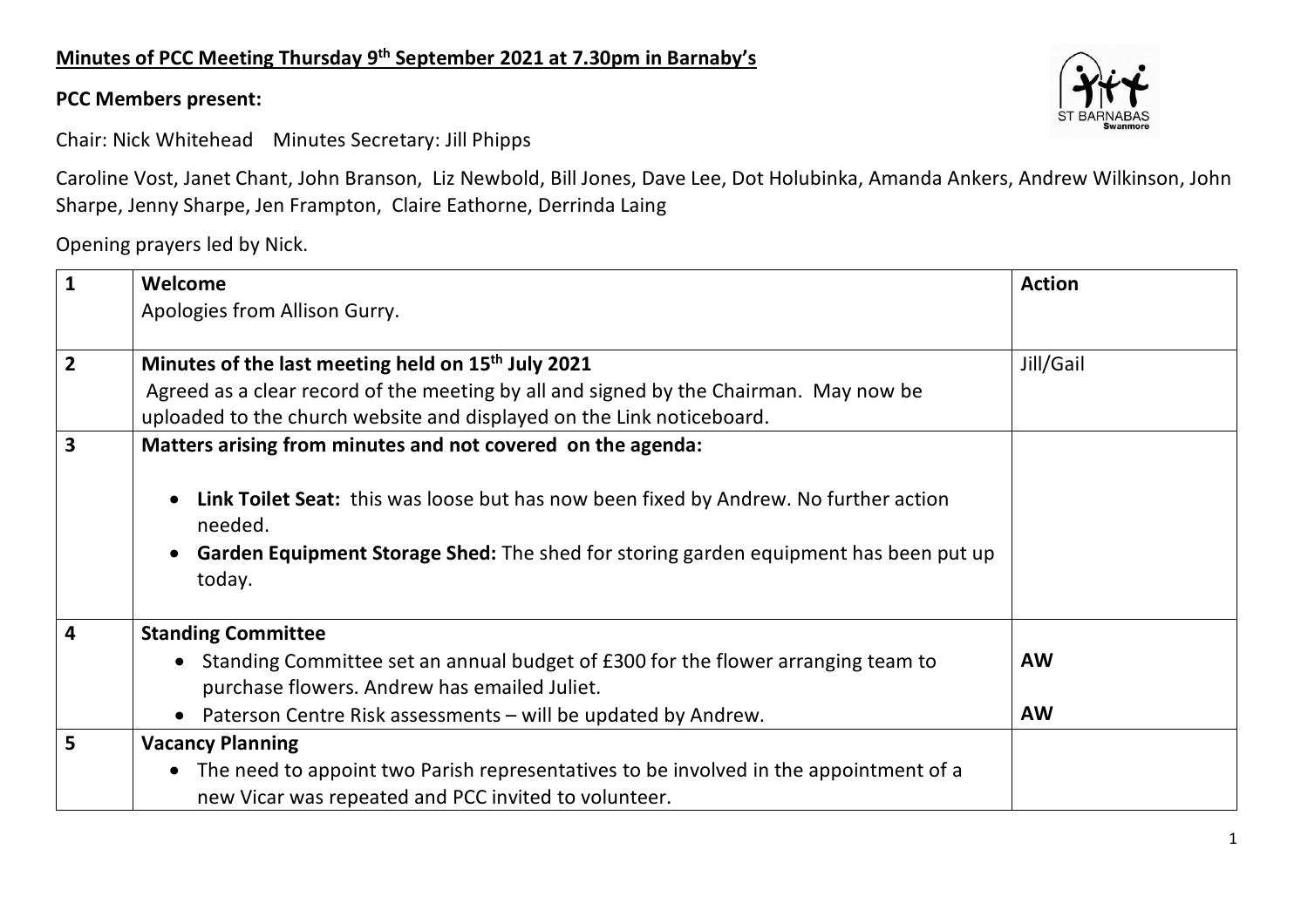## **Minutes of PCC Meeting Thursday 9th September 2021 at 7.30pm in Barnaby's**

**PCC Members present:**

Chair: Nick Whitehead    Minutes Secretary: Jill Phipps

Caroline Vost, Janet Chant, John Branson, Liz Newbold, Bill Jones, Dave Lee, Dot Holubinka, Amanda Ankers, Andrew Wilkinson, John Sharpe, Jenny Sharpe, Jen Frampton, Claire Eathorne, Derrinda Laing

Opening prayers led by Nick.

| | | |
|---|---|---|
| **1** | **Welcome**<br>Apologies from Allison Gurry. | **Action** |
| **2** | **Minutes of the last meeting held on 15th July 2021**<br>Agreed as a clear record of the meeting by all and signed by the Chairman. May now be uploaded to the church website and displayed on the Link noticeboard. | Jill/Gail |
| **3** | **Matters arising from minutes and not covered on the agenda:**<br>• **Link Toilet Seat:** this was loose but has now been fixed by Andrew. No further action needed.<br>• **Garden Equipment Storage Shed:** The shed for storing garden equipment has been put up today. | |
| **4** | **Standing Committee**<br>• Standing Committee set an annual budget of £300 for the flower arranging team to purchase flowers. Andrew has emailed Juliet.<br>• Paterson Centre Risk assessments – will be updated by Andrew. | **AW**<br><br>**AW** |
| **5** | **Vacancy Planning**<br>• The need to appoint two Parish representatives to be involved in the appointment of a new Vicar was repeated and PCC invited to volunteer. | |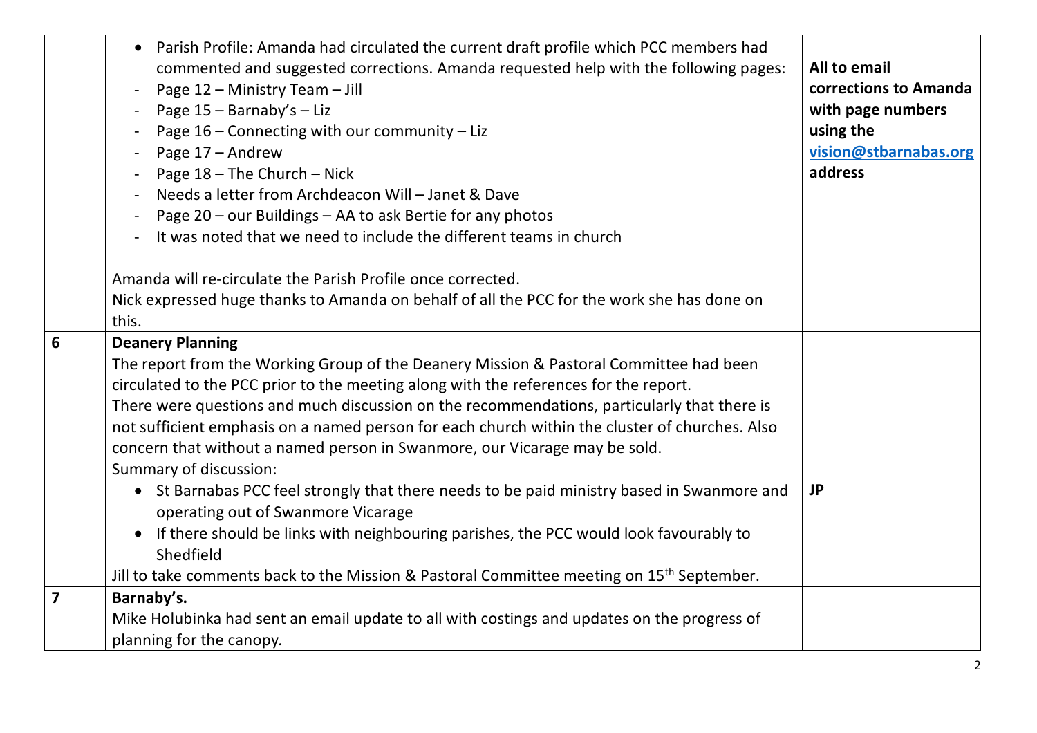| | | |
|---|---|---|
| | • Parish Profile: Amanda had circulated the current draft profile which PCC members had commented and suggested corrections. Amanda requested help with the following pages:<br>- Page 12 – Ministry Team – Jill<br>- Page 15 – Barnaby's – Liz<br>- Page 16 – Connecting with our community – Liz<br>- Page 17 – Andrew<br>- Page 18 – The Church – Nick<br>- Needs a letter from Archdeacon Will – Janet & Dave<br>- Page 20 – our Buildings – AA to ask Bertie for any photos<br>- It was noted that we need to include the different teams in church<br><br>Amanda will re-circulate the Parish Profile once corrected.<br>Nick expressed huge thanks to Amanda on behalf of all the PCC for the work she has done on this. | **All to email corrections to Amanda with page numbers using the [vision@stbarnabas.org](mailto:vision@stbarnabas.org) address** |
| **6** | **Deanery Planning**<br>The report from the Working Group of the Deanery Mission & Pastoral Committee had been circulated to the PCC prior to the meeting along with the references for the report.<br>There were questions and much discussion on the recommendations, particularly that there is not sufficient emphasis on a named person for each church within the cluster of churches. Also concern that without a named person in Swanmore, our Vicarage may be sold.<br>Summary of discussion:<br>• St Barnabas PCC feel strongly that there needs to be paid ministry based in Swanmore and operating out of Swanmore Vicarage<br>• If there should be links with neighbouring parishes, the PCC would look favourably to Shedfield<br>Jill to take comments back to the Mission & Pastoral Committee meeting on 15th September. | **JP** |
| **7** | **Barnaby's.**<br>Mike Holubinka had sent an email update to all with costings and updates on the progress of planning for the canopy. | |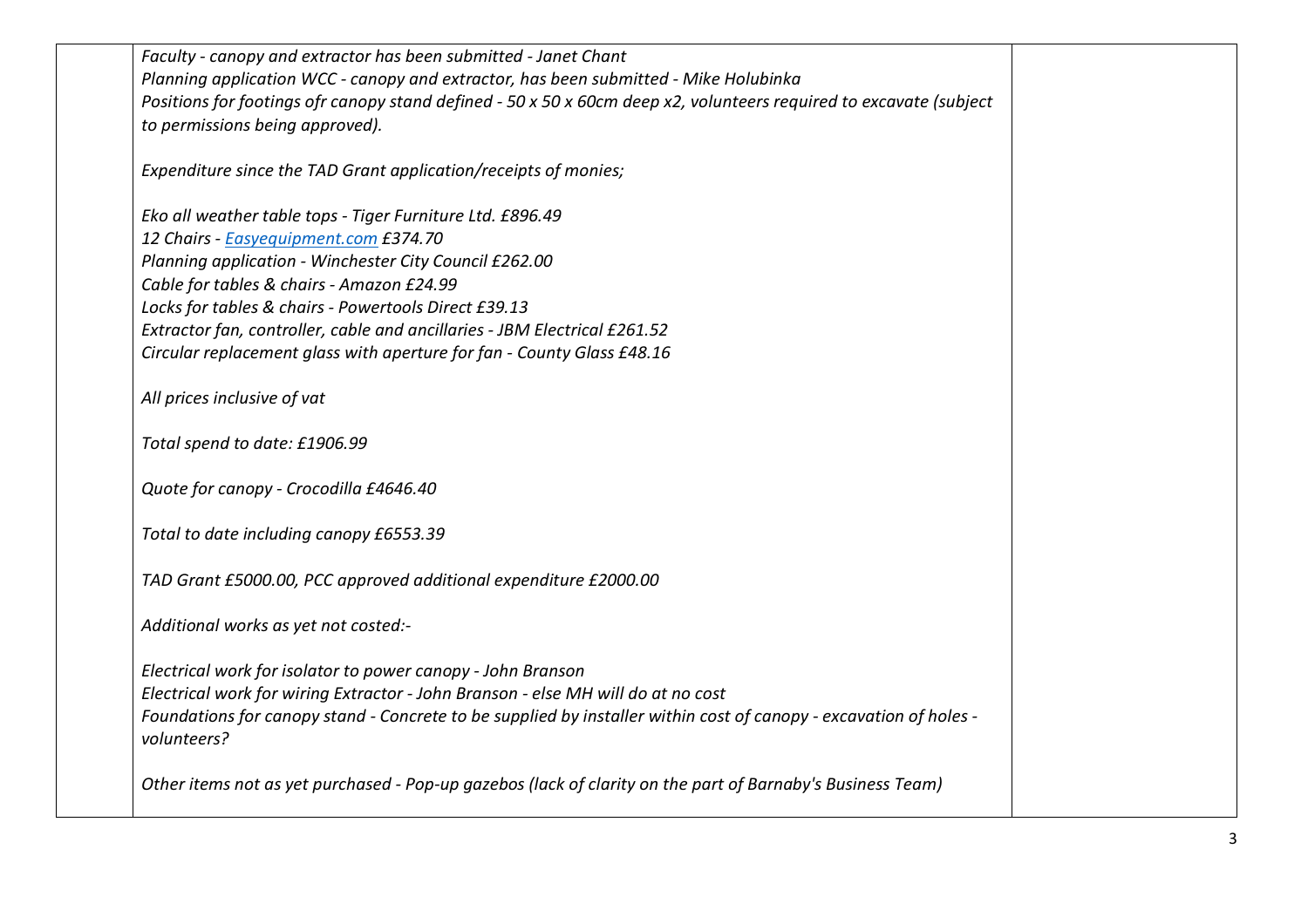| | | |
|---|---|---|
| | *Faculty - canopy and extractor has been submitted - Janet Chant*<br>*Planning application WCC - canopy and extractor, has been submitted - Mike Holubinka*<br>*Positions for footings ofr canopy stand defined - 50 x 50 x 60cm deep x2, volunteers required to excavate (subject to permissions being approved).*<br><br>*Expenditure since the TAD Grant application/receipts of monies;*<br><br>*Eko all weather table tops - Tiger Furniture Ltd. £896.49*<br>*12 Chairs - [Easyequipment.com](Easyequipment.com) £374.70*<br>*Planning application - Winchester City Council £262.00*<br>*Cable for tables & chairs - Amazon £24.99*<br>*Locks for tables & chairs - Powertools Direct £39.13*<br>*Extractor fan, controller, cable and ancillaries - JBM Electrical £261.52*<br>*Circular replacement glass with aperture for fan - County Glass £48.16*<br><br>*All prices inclusive of vat*<br><br>*Total spend to date: £1906.99*<br><br>*Quote for canopy - Crocodilla £4646.40*<br><br>*Total to date including canopy £6553.39*<br><br>*TAD Grant £5000.00, PCC approved additional expenditure £2000.00*<br><br>*Additional works as yet not costed:-*<br><br>*Electrical work for isolator to power canopy - John Branson*<br>*Electrical work for wiring Extractor - John Branson - else MH will do at no cost*<br>*Foundations for canopy stand - Concrete to be supplied by installer within cost of canopy - excavation of holes - volunteers?*<br><br>*Other items not as yet purchased - Pop-up gazebos (lack of clarity on the part of Barnaby's Business Team)* | |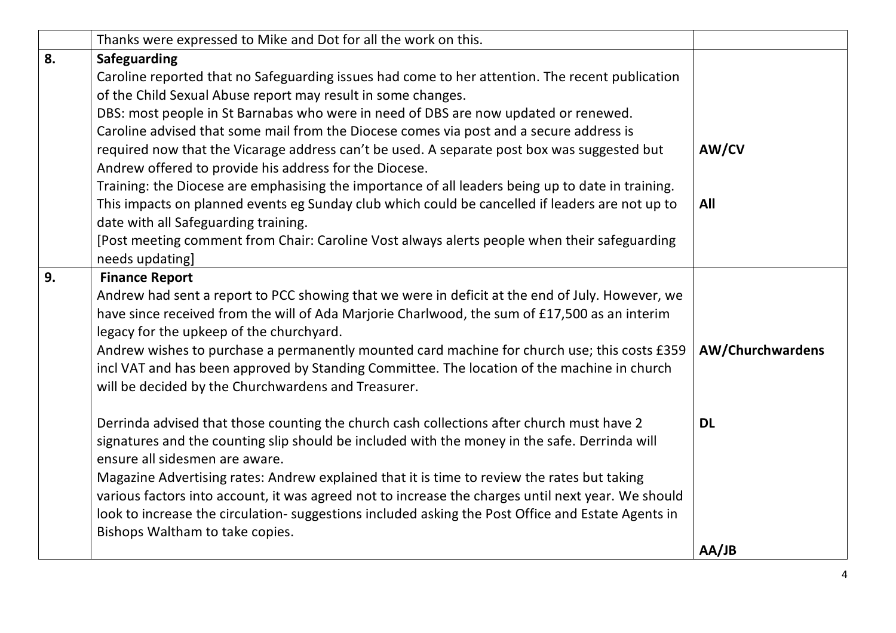| | | |
|---|---|---|
| | Thanks were expressed to Mike and Dot for all the work on this. | |
| **8.** | **Safeguarding**<br>Caroline reported that no Safeguarding issues had come to her attention. The recent publication of the Child Sexual Abuse report may result in some changes.<br>DBS: most people in St Barnabas who were in need of DBS are now updated or renewed.<br>Caroline advised that some mail from the Diocese comes via post and a secure address is required now that the Vicarage address can't be used. A separate post box was suggested but Andrew offered to provide his address for the Diocese.<br>Training: the Diocese are emphasising the importance of all leaders being up to date in training. This impacts on planned events eg Sunday club which could be cancelled if leaders are not up to date with all Safeguarding training.<br>[Post meeting comment from Chair: Caroline Vost always alerts people when their safeguarding needs updating] | **AW/CV**<br><br>**All** |
| **9.** | **Finance Report**<br>Andrew had sent a report to PCC showing that we were in deficit at the end of July. However, we have since received from the will of Ada Marjorie Charlwood, the sum of £17,500 as an interim legacy for the upkeep of the churchyard.<br>Andrew wishes to purchase a permanently mounted card machine for church use; this costs £359 incl VAT and has been approved by Standing Committee. The location of the machine in church will be decided by the Churchwardens and Treasurer.<br><br>Derrinda advised that those counting the church cash collections after church must have 2 signatures and the counting slip should be included with the money in the safe. Derrinda will ensure all sidesmen are aware.<br>Magazine Advertising rates: Andrew explained that it is time to review the rates but taking various factors into account, it was agreed not to increase the charges until next year. We should look to increase the circulation- suggestions included asking the Post Office and Estate Agents in Bishops Waltham to take copies. | **AW/Churchwardens**<br><br>**DL**<br><br>**AA/JB** |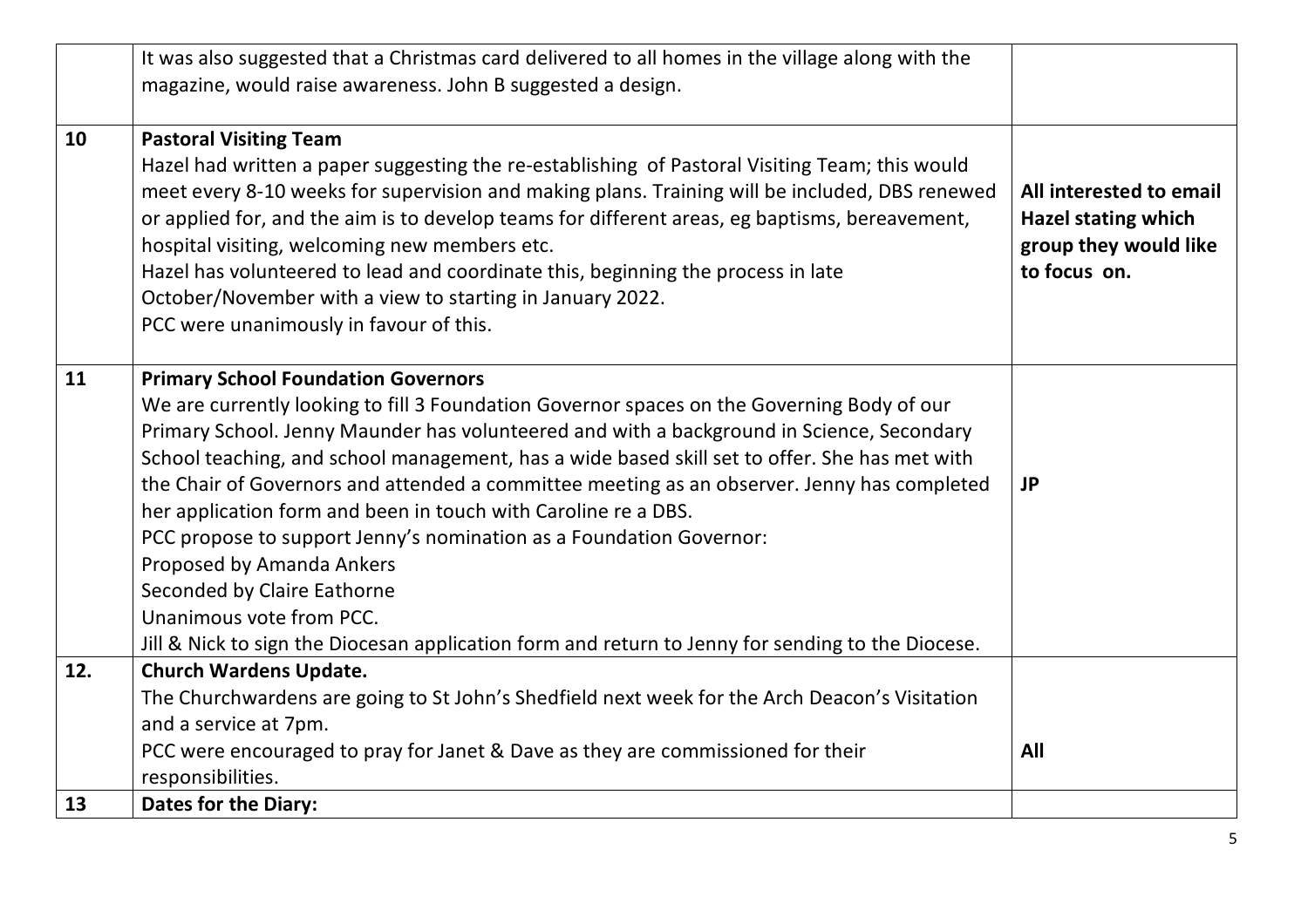| | | |
|---|---|---|
| | It was also suggested that a Christmas card delivered to all homes in the village along with the magazine, would raise awareness. John B suggested a design. | |
| **10** | **Pastoral Visiting Team**<br>Hazel had written a paper suggesting the re-establishing of Pastoral Visiting Team; this would meet every 8-10 weeks for supervision and making plans. Training will be included, DBS renewed or applied for, and the aim is to develop teams for different areas, eg baptisms, bereavement, hospital visiting, welcoming new members etc.<br>Hazel has volunteered to lead and coordinate this, beginning the process in late October/November with a view to starting in January 2022.<br>PCC were unanimously in favour of this. | **All interested to email Hazel stating which group they would like to focus on.** |
| **11** | **Primary School Foundation Governors**<br>We are currently looking to fill 3 Foundation Governor spaces on the Governing Body of our Primary School. Jenny Maunder has volunteered and with a background in Science, Secondary School teaching, and school management, has a wide based skill set to offer. She has met with the Chair of Governors and attended a committee meeting as an observer. Jenny has completed her application form and been in touch with Caroline re a DBS.<br>PCC propose to support Jenny's nomination as a Foundation Governor:<br>Proposed by Amanda Ankers<br>Seconded by Claire Eathorne<br>Unanimous vote from PCC.<br>Jill & Nick to sign the Diocesan application form and return to Jenny for sending to the Diocese. | **JP** |
| **12.** | **Church Wardens Update.**<br>The Churchwardens are going to St John's Shedfield next week for the Arch Deacon's Visitation and a service at 7pm.<br>PCC were encouraged to pray for Janet & Dave as they are commissioned for their responsibilities. | **All** |
| **13** | **Dates for the Diary:** | |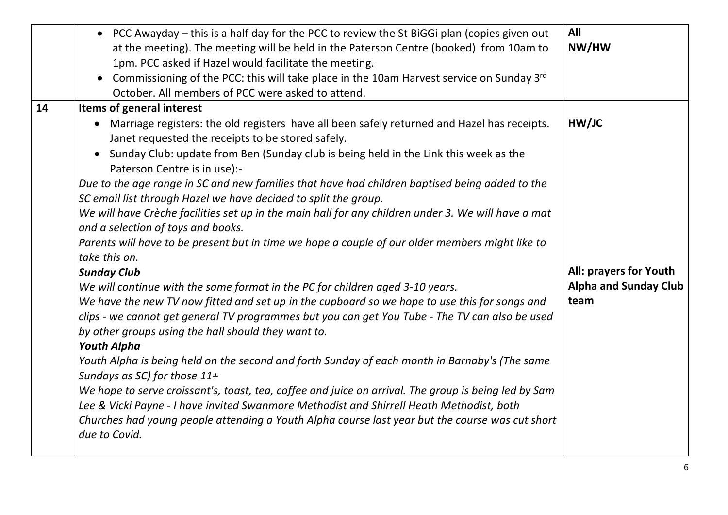| | | |
|---|---|---|
| | • PCC Awayday – this is a half day for the PCC to review the St BiGGi plan (copies given out at the meeting). The meeting will be held in the Paterson Centre (booked) from 10am to 1pm. PCC asked if Hazel would facilitate the meeting.<br>• Commissioning of the PCC: this will take place in the 10am Harvest service on Sunday 3rd October. All members of PCC were asked to attend. | **All**<br>**NW/HW** |
| **14** | **Items of general interest**<br>• Marriage registers: the old registers have all been safely returned and Hazel has receipts. Janet requested the receipts to be stored safely.<br>• Sunday Club: update from Ben (Sunday club is being held in the Link this week as the Paterson Centre is in use):-<br>*Due to the age range in SC and new families that have had children baptised being added to the SC email list through Hazel we have decided to split the group.*<br>*We will have Crèche facilities set up in the main hall for any children under 3. We will have a mat and a selection of toys and books.*<br>*Parents will have to be present but in time we hope a couple of our older members might like to take this on.*<br>***Sunday Club***<br>*We will continue with the same format in the PC for children aged 3-10 years.*<br>*We have the new TV now fitted and set up in the cupboard so we hope to use this for songs and clips - we cannot get general TV programmes but you can get You Tube - The TV can also be used by other groups using the hall should they want to.*<br>***Youth Alpha***<br>*Youth Alpha is being held on the second and forth Sunday of each month in Barnaby's (The same Sundays as SC) for those 11+*<br>*We hope to serve croissant's, toast, tea, coffee and juice on arrival. The group is being led by Sam Lee & Vicki Payne - I have invited Swanmore Methodist and Shirrell Heath Methodist, both Churches had young people attending a Youth Alpha course last year but the course was cut short due to Covid.* | **HW/JC**<br><br>**All: prayers for Youth Alpha and Sunday Club team** |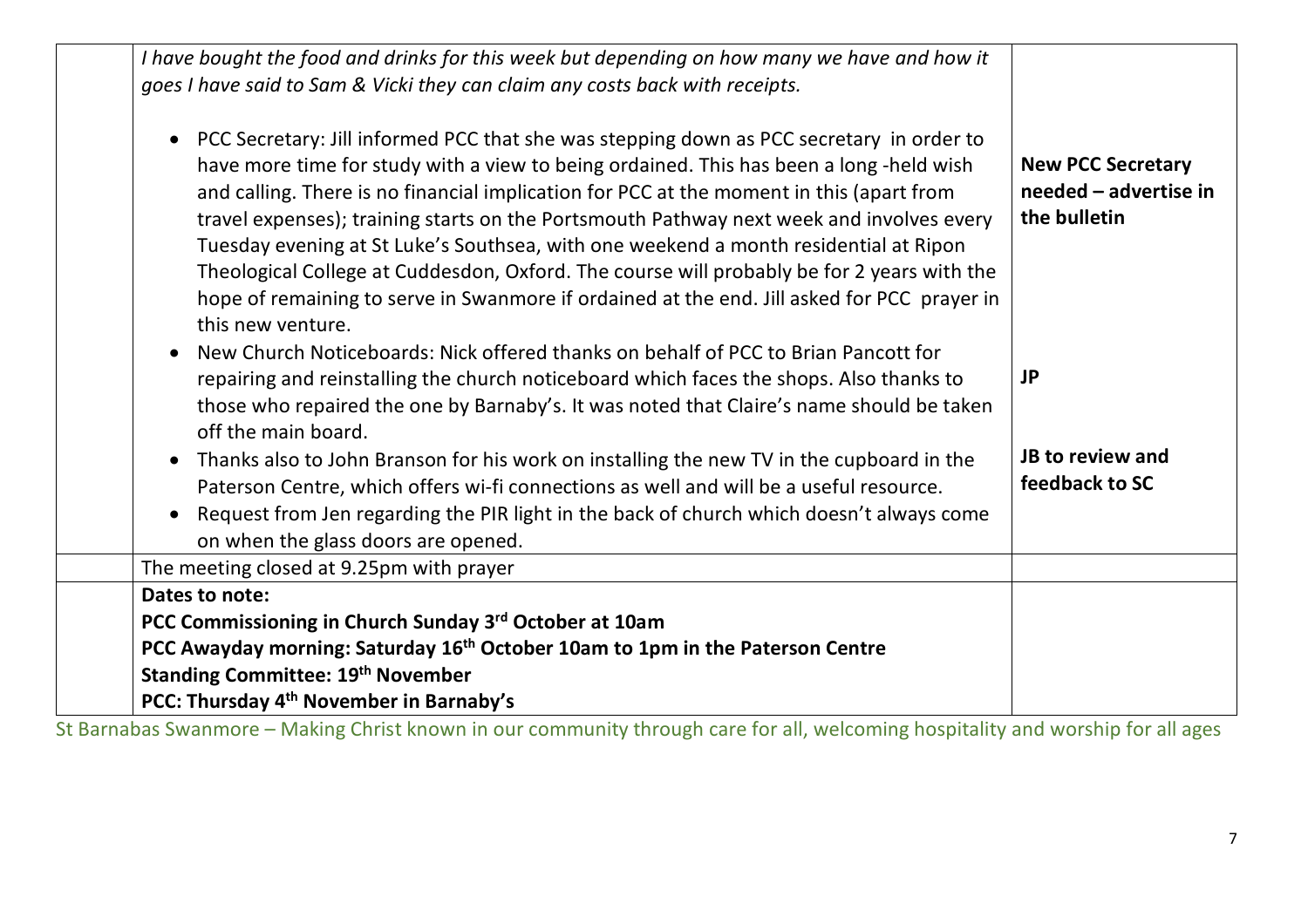| | | |
|---|---|---|
| | *I have bought the food and drinks for this week but depending on how many we have and how it goes I have said to Sam & Vicki they can claim any costs back with receipts.*<br><br>• PCC Secretary: Jill informed PCC that she was stepping down as PCC secretary in order to have more time for study with a view to being ordained. This has been a long -held wish and calling. There is no financial implication for PCC at the moment in this (apart from travel expenses); training starts on the Portsmouth Pathway next week and involves every Tuesday evening at St Luke's Southsea, with one weekend a month residential at Ripon Theological College at Cuddesdon, Oxford. The course will probably be for 2 years with the hope of remaining to serve in Swanmore if ordained at the end. Jill asked for PCC prayer in this new venture.<br>• New Church Noticeboards: Nick offered thanks on behalf of PCC to Brian Pancott for repairing and reinstalling the church noticeboard which faces the shops. Also thanks to those who repaired the one by Barnaby's. It was noted that Claire's name should be taken off the main board.<br>• Thanks also to John Branson for his work on installing the new TV in the cupboard in the Paterson Centre, which offers wi-fi connections as well and will be a useful resource.<br>• Request from Jen regarding the PIR light in the back of church which doesn't always come on when the glass doors are opened. | **New PCC Secretary needed – advertise in the bulletin**<br><br>**JP**<br><br>**JB to review and feedback to SC** |
| | The meeting closed at 9.25pm with prayer | |
| | **Dates to note:**<br>**PCC Commissioning in Church Sunday 3rd October at 10am**<br>**PCC Awayday morning: Saturday 16th October 10am to 1pm in the Paterson Centre**<br>**Standing Committee: 19th November**<br>**PCC: Thursday 4th November in Barnaby's** | |

St Barnabas Swanmore – Making Christ known in our community through care for all, welcoming hospitality and worship for all ages